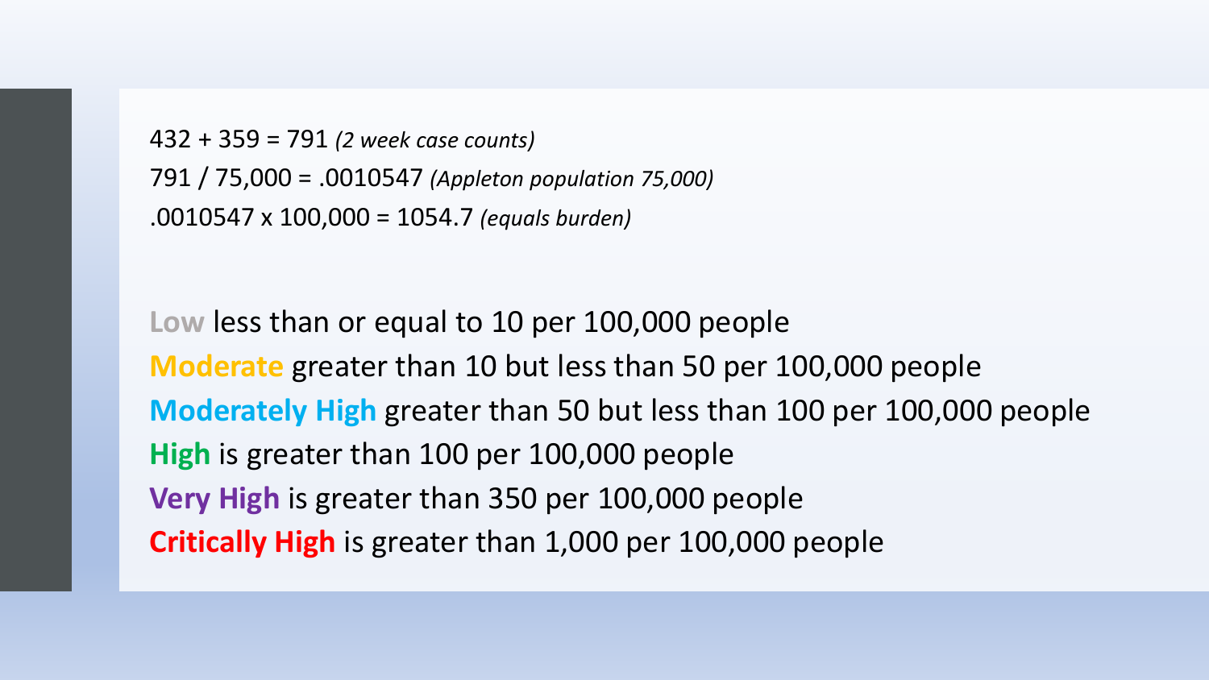432 + 359 = 791 *(2 week case counts)*

791 / 75,000 = .0010547 *(Appleton population 75,000)*

.0010547 x 100,000 = 1054.7 *(equals burden)*

**Low** less than or equal to 10 per 100,000 people

**Moderate** greater than 10 but less than 50 per 100,000 people

**Moderately High** greater than 50 but less than 100 per 100,000 people

**High** is greater than 100 per 100,000 people

**Very High** is greater than 350 per 100,000 people

**Critically High** is greater than 1,000 per 100,000 people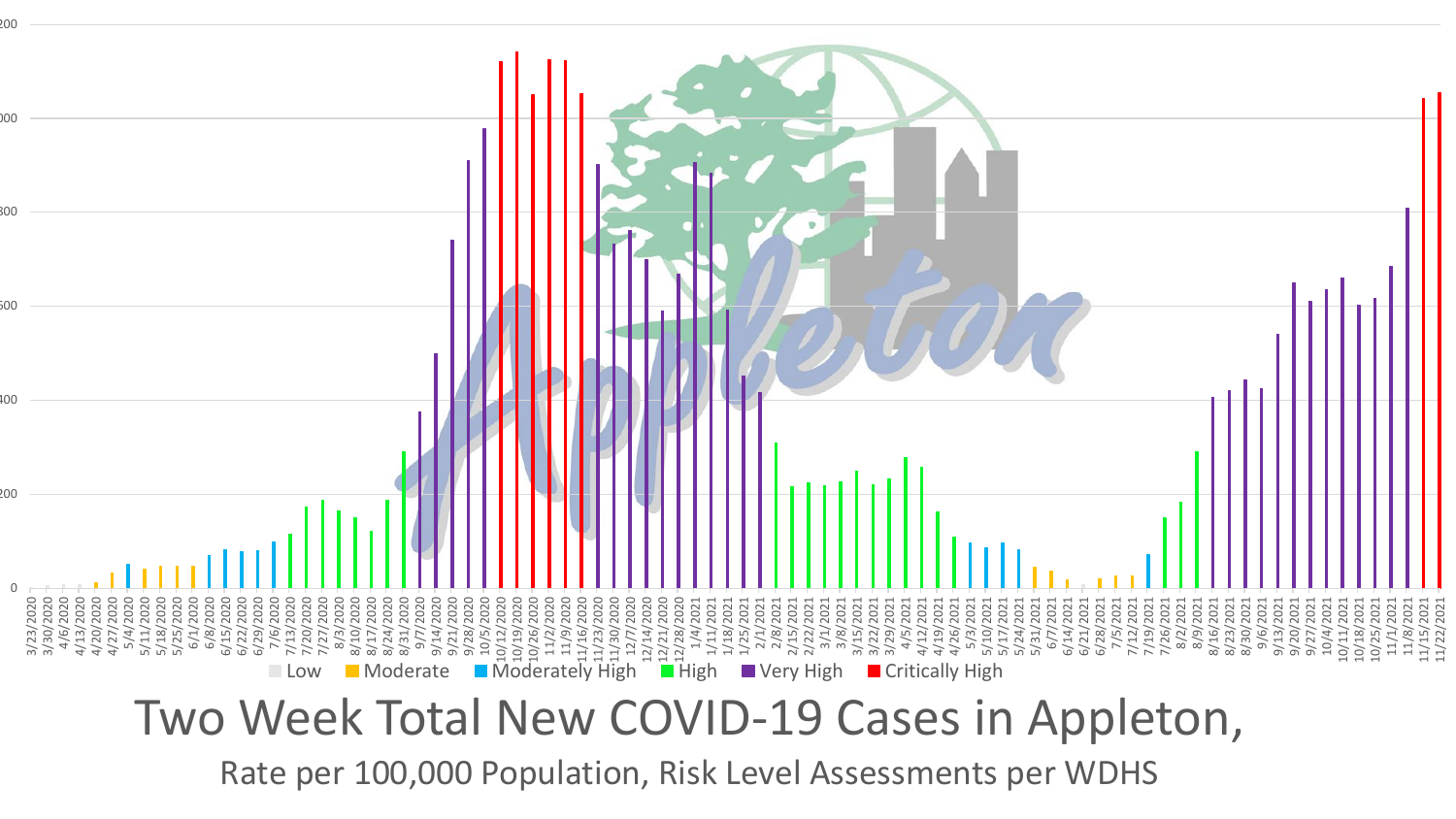# Two Week Total New COVID-19 Cases in Appleton,

Rate per 100,000 Population, Risk Level Assessments per WDHS

Low | Moderate | Moderately High | High | Very High | Critically High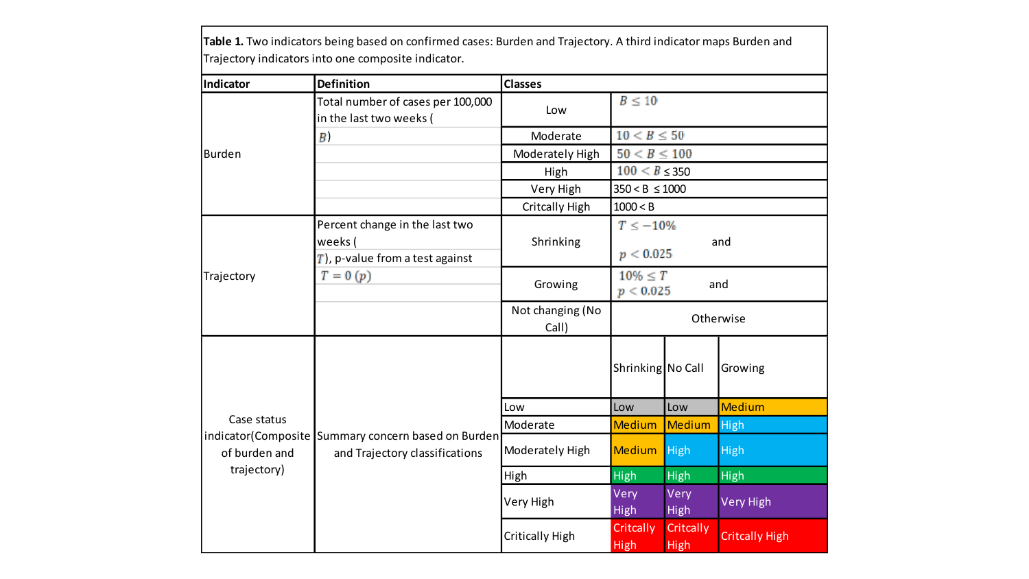**Table 1.** Two indicators being based on confirmed cases: Burden and Trajectory. A third indicator maps Burden and Trajectory indicators into one composite indicator.

| Indicator | Definition | Classes | | | |
|---|---|---|---|---|---|
| Burden | Total number of cases per 100,000 in the last two weeks ($B$) | Low | $B \leq 10$ | | |
| | | Moderate | $10 < B \leq 50$ | | |
| | | Moderately High | $50 < B \leq 100$ | | |
| | | High | $100 < B \leq 350$ | | |
| | | Very High | $350 < B \leq 1000$ | | |
| | | Critcally High | $1000 < B$ | | |
| Trajectory | Percent change in the last two weeks ($T$), p-value from a test against $T = 0$ ($p$) | Shrinking | $T \leq -10\%$ and $p < 0.025$ | | |
| | | Growing | $10\% \leq T$ and $p < 0.025$ | | |
| | | Not changing (No Call) | Otherwise | | |
| Case status indicator(Composite of burden and trajectory) | Summary concern based on Burden and Trajectory classifications | | Shrinking | No Call | Growing |
| | | Low | Low | Low | Medium |
| | | Moderate | Medium | Medium | High |
| | | Moderately High | Medium | High | High |
| | | High | High | High | High |
| | | Very High | Very High | Very High | Very High |
| | | Critically High | Critcally High | Critcally High | Critcally High |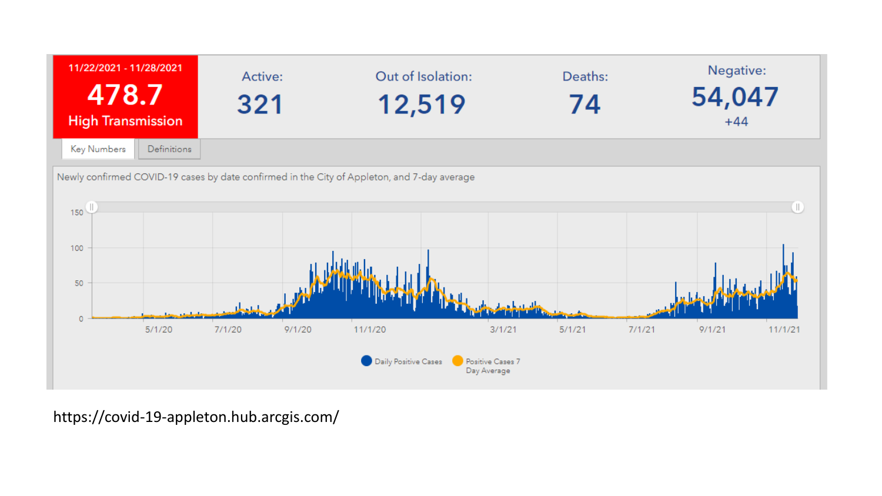| 11/22/2021 - 11/28/2021 | Active: | Out of Isolation: | Deaths: | Negative: |
| --- | --- | --- | --- | --- |
| **478.7** High Transmission | **321** | **12,519** | **74** | **54,047** +44 |

Key Numbers | Definitions

Newly confirmed COVID-19 cases by date confirmed in the City of Appleton, and 7-day average

Daily Positive Cases | Positive Cases 7 Day Average

https://covid-19-appleton.hub.arcgis.com/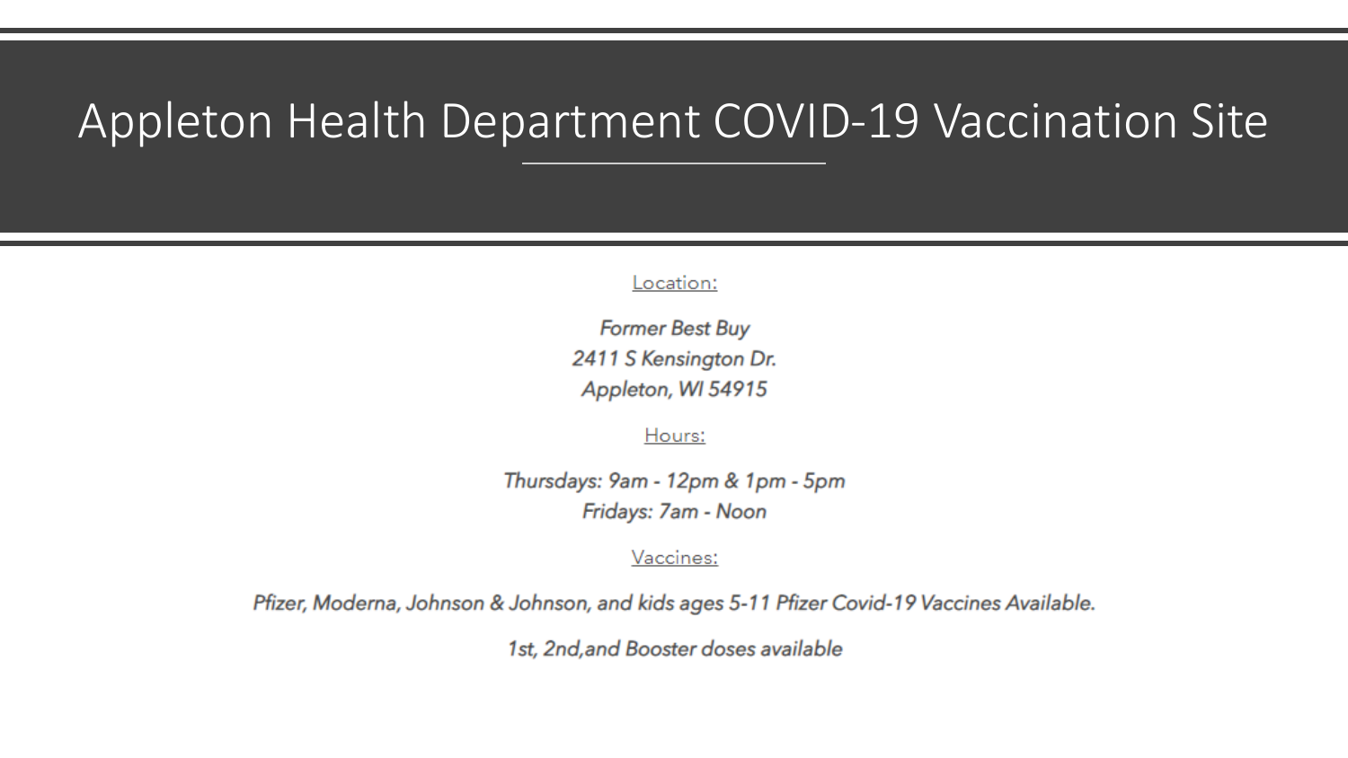# Appleton Health Department COVID-19 Vaccination Site

Location:

*Former Best Buy*
*2411 S Kensington Dr.*
*Appleton, WI 54915*

Hours:

*Thursdays: 9am - 12pm & 1pm - 5pm*
*Fridays: 7am - Noon*

Vaccines:

*Pfizer, Moderna, Johnson & Johnson, and kids ages 5-11 Pfizer Covid-19 Vaccines Available.*

*1st, 2nd,and Booster doses available*